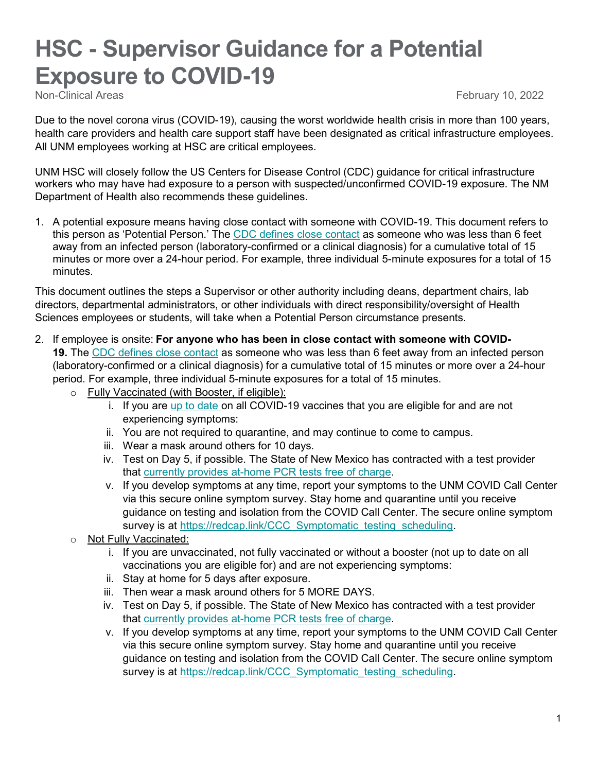# HSC - Supervisor Guidance for a Potential Exposure to COVID-19

Non-Clinical Areas

February 10, 2022

Due to the novel corona virus (COVID-19), causing the worst worldwide health crisis in more than 100 years, health care providers and health care support staff have been designated as critical infrastructure employees. All UNM employees working at HSC are critical employees.

UNM HSC will closely follow the US Centers for Disease Control (CDC) guidance for critical infrastructure workers who may have had exposure to a person with suspected/unconfirmed COVID-19 exposure. The NM Department of Health also recommends these guidelines.

1. A potential exposure means having close contact with someone with COVID-19. This document refers to this person as 'Potential Person.' The CDC defines close contact as someone who was less than 6 feet away from an infected person (laboratory-confirmed or a clinical diagnosis) for a cumulative total of 15 minutes or more over a 24-hour period. For example, three individual 5-minute exposures for a total of 15 minutes.

This document outlines the steps a Supervisor or other authority including deans, department chairs, lab directors, departmental administrators, or other individuals with direct responsibility/oversight of Health Sciences employees or students, will take when a Potential Person circumstance presents.

2. If employee is onsite: **For anyone who has been in close contact with someone with COVID-19.** The CDC defines close contact as someone who was less than 6 feet away from an infected person (laboratory-confirmed or a clinical diagnosis) for a cumulative total of 15 minutes or more over a 24-hour period. For example, three individual 5-minute exposures for a total of 15 minutes.
   - Fully Vaccinated (with Booster, if eligible):
     i. If you are up to date on all COVID-19 vaccines that you are eligible for and are not experiencing symptoms:
     ii. You are not required to quarantine, and may continue to come to campus.
     iii. Wear a mask around others for 10 days.
     iv. Test on Day 5, if possible. The State of New Mexico has contracted with a test provider that currently provides at-home PCR tests free of charge.
     v. If you develop symptoms at any time, report your symptoms to the UNM COVID Call Center via this secure online symptom survey. Stay home and quarantine until you receive guidance on testing and isolation from the COVID Call Center. The secure online symptom survey is at https://redcap.link/CCC_Symptomatic_testing_scheduling.
   - Not Fully Vaccinated:
     i. If you are unvaccinated, not fully vaccinated or without a booster (not up to date on all vaccinations you are eligible for) and are not experiencing symptoms:
     ii. Stay at home for 5 days after exposure.
     iii. Then wear a mask around others for 5 MORE DAYS.
     iv. Test on Day 5, if possible. The State of New Mexico has contracted with a test provider that currently provides at-home PCR tests free of charge.
     v. If you develop symptoms at any time, report your symptoms to the UNM COVID Call Center via this secure online symptom survey. Stay home and quarantine until you receive guidance on testing and isolation from the COVID Call Center. The secure online symptom survey is at https://redcap.link/CCC_Symptomatic_testing_scheduling.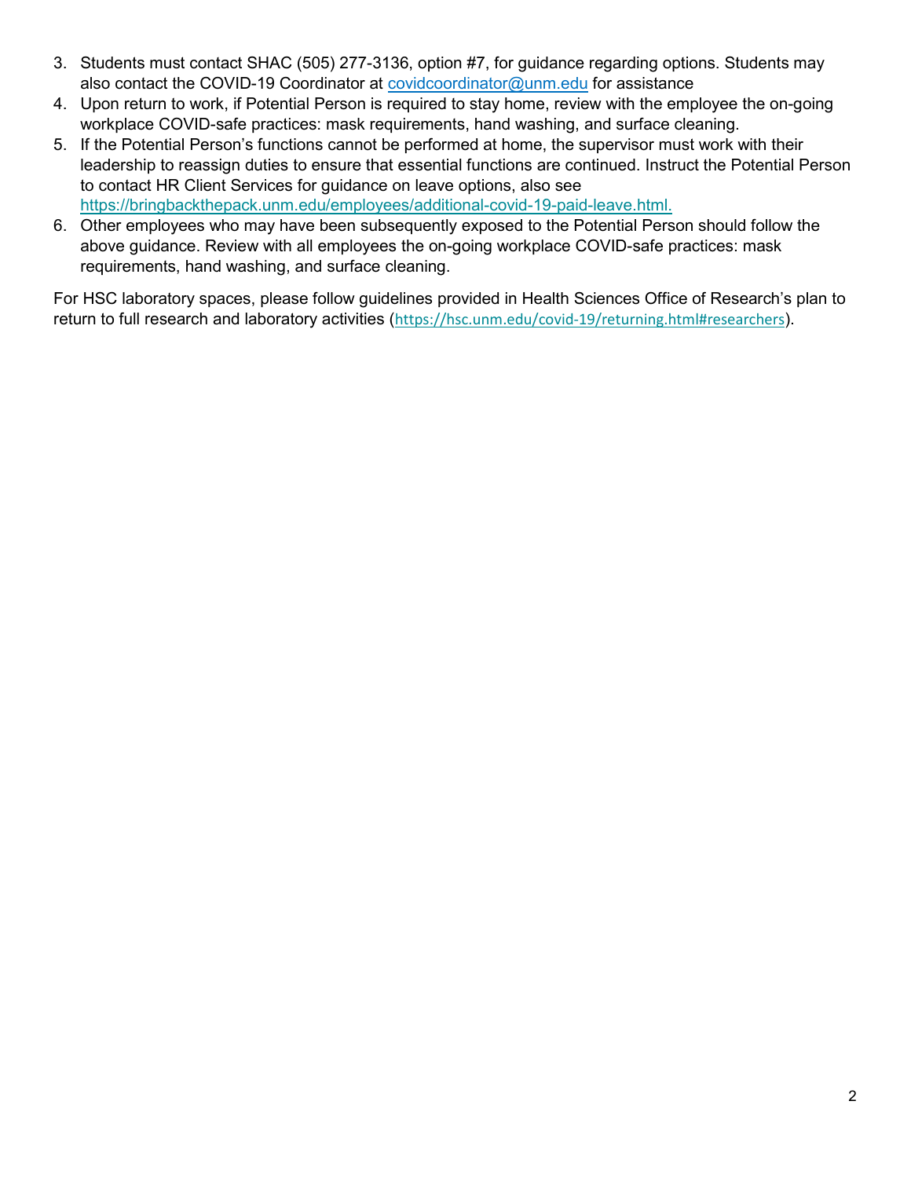3. Students must contact SHAC (505) 277-3136, option #7, for guidance regarding options. Students may also contact the COVID-19 Coordinator at covidcoordinator@unm.edu for assistance
4. Upon return to work, if Potential Person is required to stay home, review with the employee the on-going workplace COVID-safe practices: mask requirements, hand washing, and surface cleaning.
5. If the Potential Person's functions cannot be performed at home, the supervisor must work with their leadership to reassign duties to ensure that essential functions are continued. Instruct the Potential Person to contact HR Client Services for guidance on leave options, also see https://bringbackthepack.unm.edu/employees/additional-covid-19-paid-leave.html.
6. Other employees who may have been subsequently exposed to the Potential Person should follow the above guidance. Review with all employees the on-going workplace COVID-safe practices: mask requirements, hand washing, and surface cleaning.

For HSC laboratory spaces, please follow guidelines provided in Health Sciences Office of Research's plan to return to full research and laboratory activities (https://hsc.unm.edu/covid-19/returning.html#researchers).